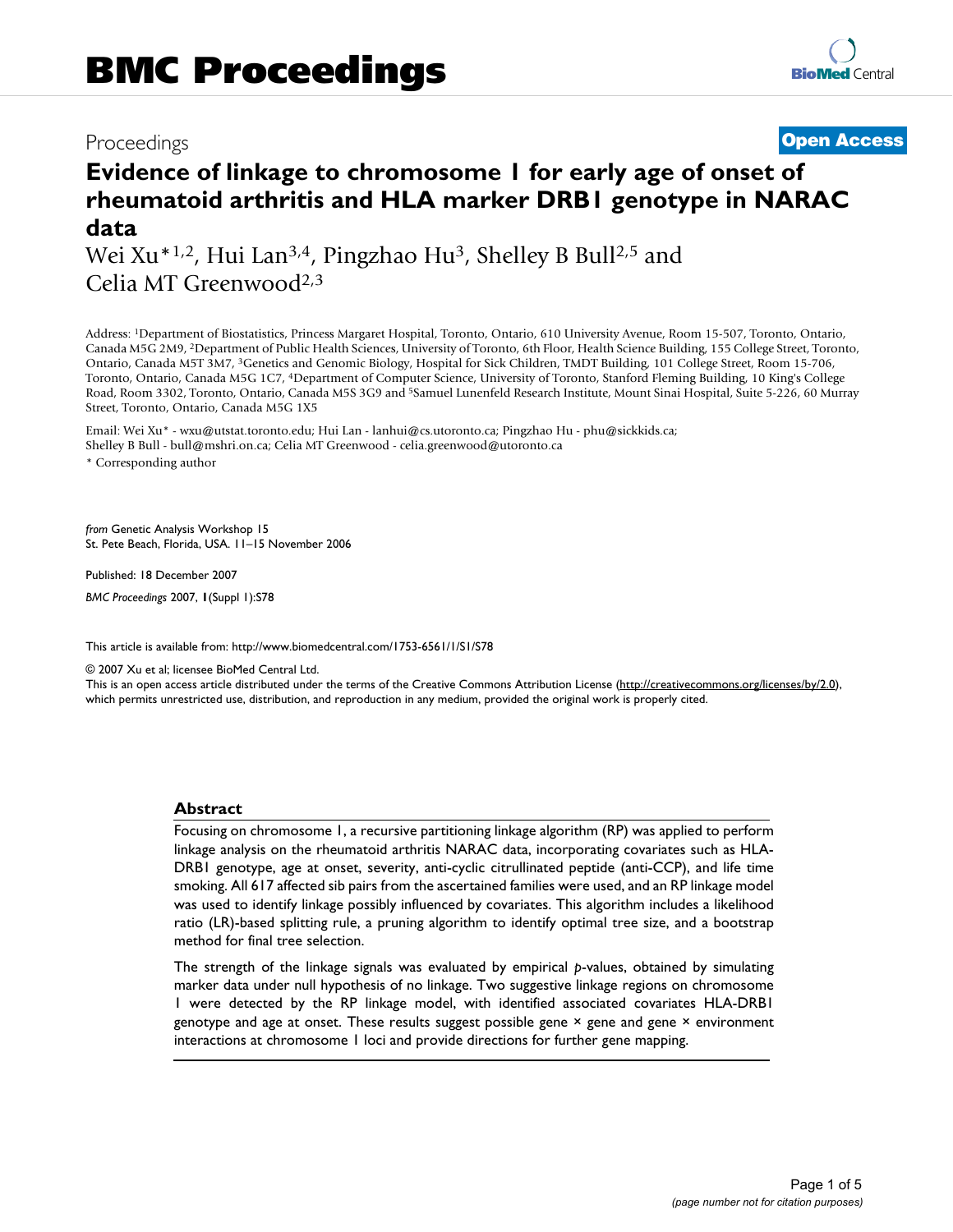# BMC Proceedings

Proceedings **Open Access**

## Evidence of linkage to chromosome 1 for early age of onset of rheumatoid arthritis and HLA marker DRB1 genotype in NARAC data

Wei Xu*[1,2], Hui Lan[3,4], Pingzhao Hu[3], Shelley B Bull[2,5] and Celia MT Greenwood[2,3]

Address: [1]Department of Biostatistics, Princess Margaret Hospital, Toronto, Ontario, 610 University Avenue, Room 15-507, Toronto, Ontario, Canada M5G 2M9, [2]Department of Public Health Sciences, University of Toronto, 6th Floor, Health Science Building, 155 College Street, Toronto, Ontario, Canada M5T 3M7, [3]Genetics and Genomic Biology, Hospital for Sick Children, TMDT Building, 101 College Street, Room 15-706, Toronto, Ontario, Canada M5G 1C7, [4]Department of Computer Science, University of Toronto, Stanford Fleming Building, 10 King's College Road, Room 3302, Toronto, Ontario, Canada M5S 3G9 and [5]Samuel Lunenfeld Research Institute, Mount Sinai Hospital, Suite 5-226, 60 Murray Street, Toronto, Ontario, Canada M5G 1X5

Email: Wei Xu* - wxu@utstat.toronto.edu; Hui Lan - lanhui@cs.utoronto.ca; Pingzhao Hu - phu@sickkids.ca; Shelley B Bull - bull@mshri.on.ca; Celia MT Greenwood - celia.greenwood@utoronto.ca

* Corresponding author

*from* Genetic Analysis Workshop 15
St. Pete Beach, Florida, USA. 11–15 November 2006

Published: 18 December 2007

*BMC Proceedings* 2007, **1**(Suppl 1):S78

This article is available from: http://www.biomedcentral.com/1753-6561/1/S1/S78

© 2007 Xu et al; licensee BioMed Central Ltd.
This is an open access article distributed under the terms of the Creative Commons Attribution License (http://creativecommons.org/licenses/by/2.0), which permits unrestricted use, distribution, and reproduction in any medium, provided the original work is properly cited.

### Abstract

Focusing on chromosome 1, a recursive partitioning linkage algorithm (RP) was applied to perform linkage analysis on the rheumatoid arthritis NARAC data, incorporating covariates such as HLA-DRB1 genotype, age at onset, severity, anti-cyclic citrullinated peptide (anti-CCP), and life time smoking. All 617 affected sib pairs from the ascertained families were used, and an RP linkage model was used to identify linkage possibly influenced by covariates. This algorithm includes a likelihood ratio (LR)-based splitting rule, a pruning algorithm to identify optimal tree size, and a bootstrap method for final tree selection.

The strength of the linkage signals was evaluated by empirical *p*-values, obtained by simulating marker data under null hypothesis of no linkage. Two suggestive linkage regions on chromosome 1 were detected by the RP linkage model, with identified associated covariates HLA-DRB1 genotype and age at onset. These results suggest possible gene × gene and gene × environment interactions at chromosome 1 loci and provide directions for further gene mapping.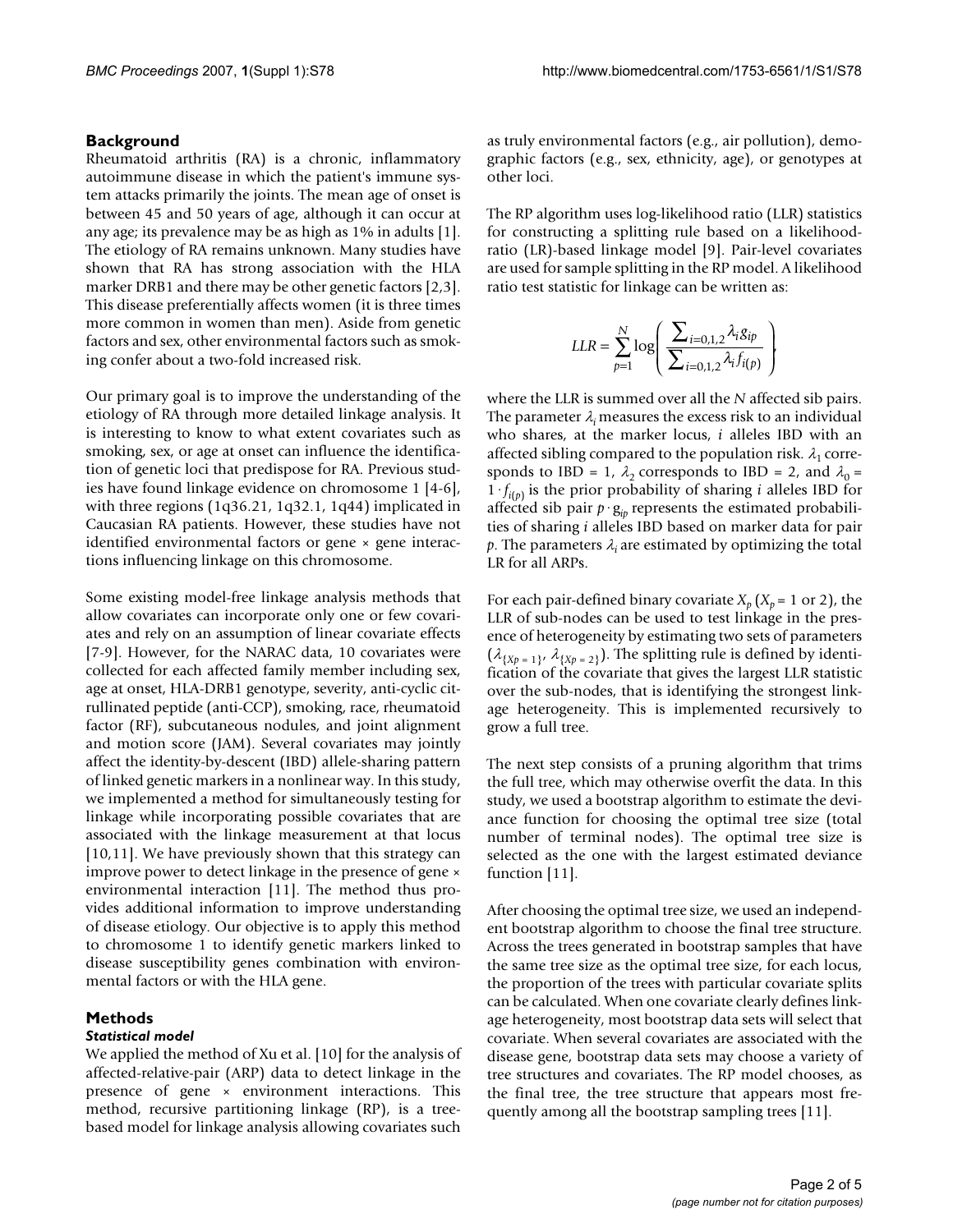## Background

Rheumatoid arthritis (RA) is a chronic, inflammatory autoimmune disease in which the patient's immune system attacks primarily the joints. The mean age of onset is between 45 and 50 years of age, although it can occur at any age; its prevalence may be as high as 1% in adults [1]. The etiology of RA remains unknown. Many studies have shown that RA has strong association with the HLA marker DRB1 and there may be other genetic factors [2,3]. This disease preferentially affects women (it is three times more common in women than men). Aside from genetic factors and sex, other environmental factors such as smoking confer about a two-fold increased risk.

Our primary goal is to improve the understanding of the etiology of RA through more detailed linkage analysis. It is interesting to know to what extent covariates such as smoking, sex, or age at onset can influence the identification of genetic loci that predispose for RA. Previous studies have found linkage evidence on chromosome 1 [4-6], with three regions (1q36.21, 1q32.1, 1q44) implicated in Caucasian RA patients. However, these studies have not identified environmental factors or gene × gene interactions influencing linkage on this chromosome.

Some existing model-free linkage analysis methods that allow covariates can incorporate only one or few covariates and rely on an assumption of linear covariate effects [7-9]. However, for the NARAC data, 10 covariates were collected for each affected family member including sex, age at onset, HLA-DRB1 genotype, severity, anti-cyclic citrullinated peptide (anti-CCP), smoking, race, rheumatoid factor (RF), subcutaneous nodules, and joint alignment and motion score (JAM). Several covariates may jointly affect the identity-by-descent (IBD) allele-sharing pattern of linked genetic markers in a nonlinear way. In this study, we implemented a method for simultaneously testing for linkage while incorporating possible covariates that are associated with the linkage measurement at that locus [10,11]. We have previously shown that this strategy can improve power to detect linkage in the presence of gene × environmental interaction [11]. The method thus provides additional information to improve understanding of disease etiology. Our objective is to apply this method to chromosome 1 to identify genetic markers linked to disease susceptibility genes combination with environmental factors or with the HLA gene.

## Methods

### *Statistical model*

We applied the method of Xu et al. [10] for the analysis of affected-relative-pair (ARP) data to detect linkage in the presence of gene × environment interactions. This method, recursive partitioning linkage (RP), is a tree-based model for linkage analysis allowing covariates such as truly environmental factors (e.g., air pollution), demographic factors (e.g., sex, ethnicity, age), or genotypes at other loci.

The RP algorithm uses log-likelihood ratio (LLR) statistics for constructing a splitting rule based on a likelihood-ratio (LR)-based linkage model [9]. Pair-level covariates are used for sample splitting in the RP model. A likelihood ratio test statistic for linkage can be written as:

$$LLR = \sum_{p=1}^{N} \log\left( \frac{\sum_{i=0,1,2} \lambda_i g_{ip}}{\sum_{i=0,1,2} \lambda_i f_{i(p)}} \right)$$

where the LLR is summed over all the $N$ affected sib pairs. The parameter $\lambda_i$ measures the excess risk to an individual who shares, at the marker locus, $i$ alleles IBD with an affected sibling compared to the population risk. $\lambda_1$ corresponds to IBD = 1, $\lambda_2$ corresponds to IBD = 2, and $\lambda_0 = 1 \cdot f_{i(p)}$ is the prior probability of sharing $i$ alleles IBD for affected sib pair $p \cdot g_{ip}$ represents the estimated probabilities of sharing $i$ alleles IBD based on marker data for pair $p$. The parameters $\lambda_i$ are estimated by optimizing the total LR for all ARPs.

For each pair-defined binary covariate $X_p$ ($X_p$ = 1 or 2), the LLR of sub-nodes can be used to test linkage in the presence of heterogeneity by estimating two sets of parameters ($\lambda_{\{Xp=1\}}$, $\lambda_{\{Xp=2\}}$). The splitting rule is defined by identification of the covariate that gives the largest LLR statistic over the sub-nodes, that is identifying the strongest linkage heterogeneity. This is implemented recursively to grow a full tree.

The next step consists of a pruning algorithm that trims the full tree, which may otherwise overfit the data. In this study, we used a bootstrap algorithm to estimate the deviance function for choosing the optimal tree size (total number of terminal nodes). The optimal tree size is selected as the one with the largest estimated deviance function [11].

After choosing the optimal tree size, we used an independent bootstrap algorithm to choose the final tree structure. Across the trees generated in bootstrap samples that have the same tree size as the optimal tree size, for each locus, the proportion of the trees with particular covariate splits can be calculated. When one covariate clearly defines linkage heterogeneity, most bootstrap data sets will select that covariate. When several covariates are associated with the disease gene, bootstrap data sets may choose a variety of tree structures and covariates. The RP model chooses, as the final tree, the tree structure that appears most frequently among all the bootstrap sampling trees [11].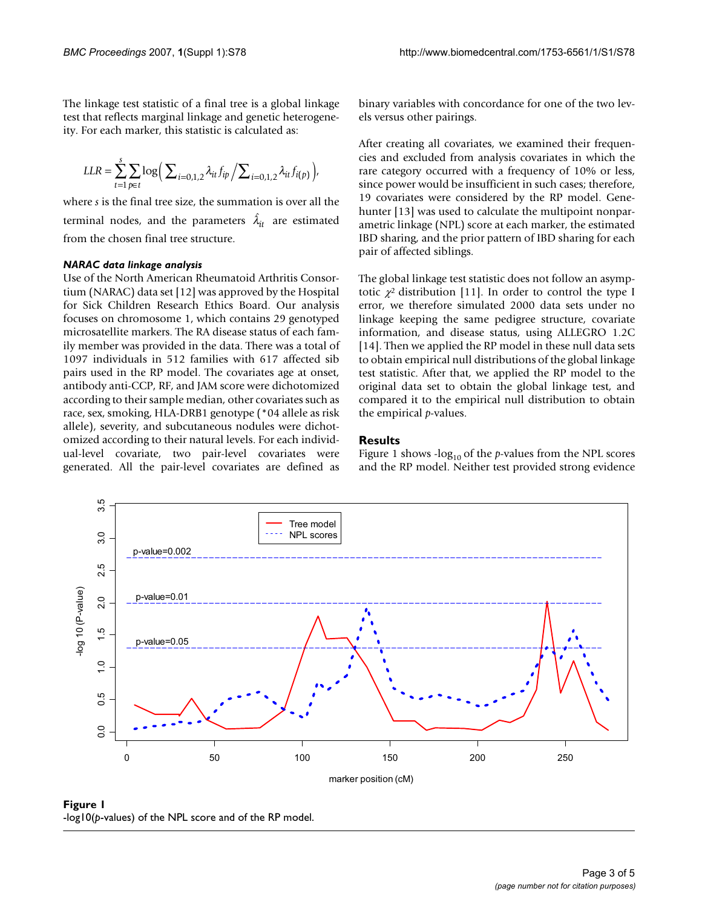The linkage test statistic of a final tree is a global linkage test that reflects marginal linkage and genetic heterogeneity. For each marker, this statistic is calculated as:

$$LLR = \sum_{t=1}^{s} \sum_{p \in t} \log\Big( \sum_{i=0,1,2} \lambda_{it} f_{ip} \Big/ \sum_{i=0,1,2} \lambda_{it} f_{i(p)} \Big),$$

where $s$ is the final tree size, the summation is over all the terminal nodes, and the parameters $\hat{\lambda}_{it}$ are estimated from the chosen final tree structure.

### *NARAC data linkage analysis*

Use of the North American Rheumatoid Arthritis Consortium (NARAC) data set [12] was approved by the Hospital for Sick Children Research Ethics Board. Our analysis focuses on chromosome 1, which contains 29 genotyped microsatellite markers. The RA disease status of each family member was provided in the data. There was a total of 1097 individuals in 512 families with 617 affected sib pairs used in the RP model. The covariates age at onset, antibody anti-CCP, RF, and JAM score were dichotomized according to their sample median, other covariates such as race, sex, smoking, HLA-DRB1 genotype (*04 allele as risk allele), severity, and subcutaneous nodules were dichotomized according to their natural levels. For each individual-level covariate, two pair-level covariates were generated. All the pair-level covariates are defined as binary variables with concordance for one of the two levels versus other pairings.

After creating all covariates, we examined their frequencies and excluded from analysis covariates in which the rare category occurred with a frequency of 10% or less, since power would be insufficient in such cases; therefore, 19 covariates were considered by the RP model. Genehunter [13] was used to calculate the multipoint nonparametric linkage (NPL) score at each marker, the estimated IBD sharing, and the prior pattern of IBD sharing for each pair of affected siblings.

The global linkage test statistic does not follow an asymptotic $\chi^2$ distribution [11]. In order to control the type I error, we therefore simulated 2000 data sets under no linkage keeping the same pedigree structure, covariate information, and disease status, using ALLEGRO 1.2C [14]. Then we applied the RP model in these null data sets to obtain empirical null distributions of the global linkage test statistic. After that, we applied the RP model to the original data set to obtain the global linkage test, and compared it to the empirical null distribution to obtain the empirical *p*-values.

## Results

Figure 1 shows -$\log_{10}$ of the *p*-values from the NPL scores and the RP model. Neither test provided strong evidence

**Figure 1**
-log10(*p*-values) of the NPL score and of the RP model.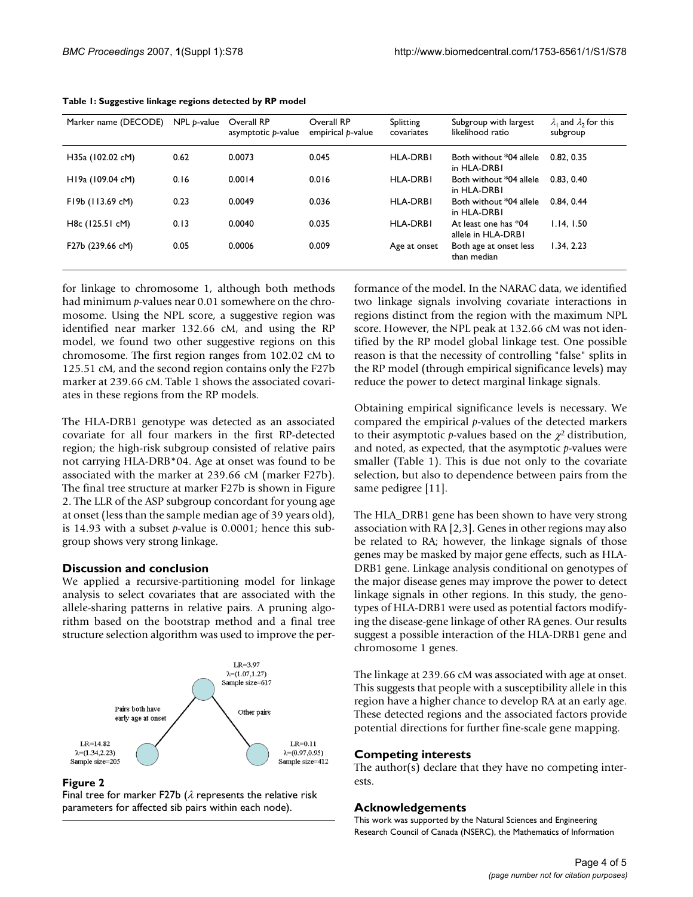**Table 1: Suggestive linkage regions detected by RP model**

| Marker name (DECODE) | NPL *p*-value | Overall RP asymptotic *p*-value | Overall RP empirical *p*-value | Splitting covariates | Subgroup with largest likelihood ratio | $\lambda_1$ and $\lambda_2$ for this subgroup |
|---|---|---|---|---|---|---|
| H35a (102.02 cM) | 0.62 | 0.0073 | 0.045 | HLA-DRB1 | Both without *04 allele in HLA-DRB1 | 0.82, 0.35 |
| H19a (109.04 cM) | 0.16 | 0.0014 | 0.016 | HLA-DRB1 | Both without *04 allele in HLA-DRB1 | 0.83, 0.40 |
| F19b (113.69 cM) | 0.23 | 0.0049 | 0.036 | HLA-DRB1 | Both without *04 allele in HLA-DRB1 | 0.84, 0.44 |
| H8c (125.51 cM) | 0.13 | 0.0040 | 0.035 | HLA-DRB1 | At least one has *04 allele in HLA-DRB1 | 1.14, 1.50 |
| F27b (239.66 cM) | 0.05 | 0.0006 | 0.009 | Age at onset | Both age at onset less than median | 1.34, 2.23 |

for linkage to chromosome 1, although both methods had minimum *p*-values near 0.01 somewhere on the chromosome. Using the NPL score, a suggestive region was identified near marker 132.66 cM, and using the RP model, we found two other suggestive regions on this chromosome. The first region ranges from 102.02 cM to 125.51 cM, and the second region contains only the F27b marker at 239.66 cM. Table 1 shows the associated covariates in these regions from the RP models.

The HLA-DRB1 genotype was detected as an associated covariate for all four markers in the first RP-detected region; the high-risk subgroup consisted of relative pairs not carrying HLA-DRB*04. Age at onset was found to be associated with the marker at 239.66 cM (marker F27b). The final tree structure at marker F27b is shown in Figure 2. The LLR of the ASP subgroup concordant for young age at onset (less than the sample median age of 39 years old), is 14.93 with a subset *p*-value is 0.0001; hence this subgroup shows very strong linkage.

## Discussion and conclusion

We applied a recursive-partitioning model for linkage analysis to select covariates that are associated with the allele-sharing patterns in relative pairs. A pruning algorithm based on the bootstrap method and a final tree structure selection algorithm was used to improve the performance of the model. In the NARAC data, we identified two linkage signals involving covariate interactions in regions distinct from the region with the maximum NPL score. However, the NPL peak at 132.66 cM was not identified by the RP model global linkage test. One possible reason is that the necessity of controlling "false" splits in the RP model (through empirical significance levels) may reduce the power to detect marginal linkage signals.

Obtaining empirical significance levels is necessary. We compared the empirical *p*-values of the detected markers to their asymptotic *p*-values based on the $\chi^2$ distribution, and noted, as expected, that the asymptotic *p*-values were smaller (Table 1). This is due not only to the covariate selection, but also to dependence between pairs from the same pedigree [11].

The HLA_DRB1 gene has been shown to have very strong association with RA [2,3]. Genes in other regions may also be related to RA; however, the linkage signals of those genes may be masked by major gene effects, such as HLA-DRB1 gene. Linkage analysis conditional on genotypes of the major disease genes may improve the power to detect linkage signals in other regions. In this study, the genotypes of HLA-DRB1 were used as potential factors modifying the disease-gene linkage of other RA genes. Our results suggest a possible interaction of the HLA-DRB1 gene and chromosome 1 genes.

The linkage at 239.66 cM was associated with age at onset. This suggests that people with a susceptibility allele in this region have a higher chance to develop RA at an early age. These detected regions and the associated factors provide potential directions for further fine-scale gene mapping.

**Figure 2**
Final tree for marker F27b ($\lambda$ represents the relative risk parameters for affected sib pairs within each node).

## Competing interests

The author(s) declare that they have no competing interests.

## Acknowledgements

This work was supported by the Natural Sciences and Engineering Research Council of Canada (NSERC), the Mathematics of Information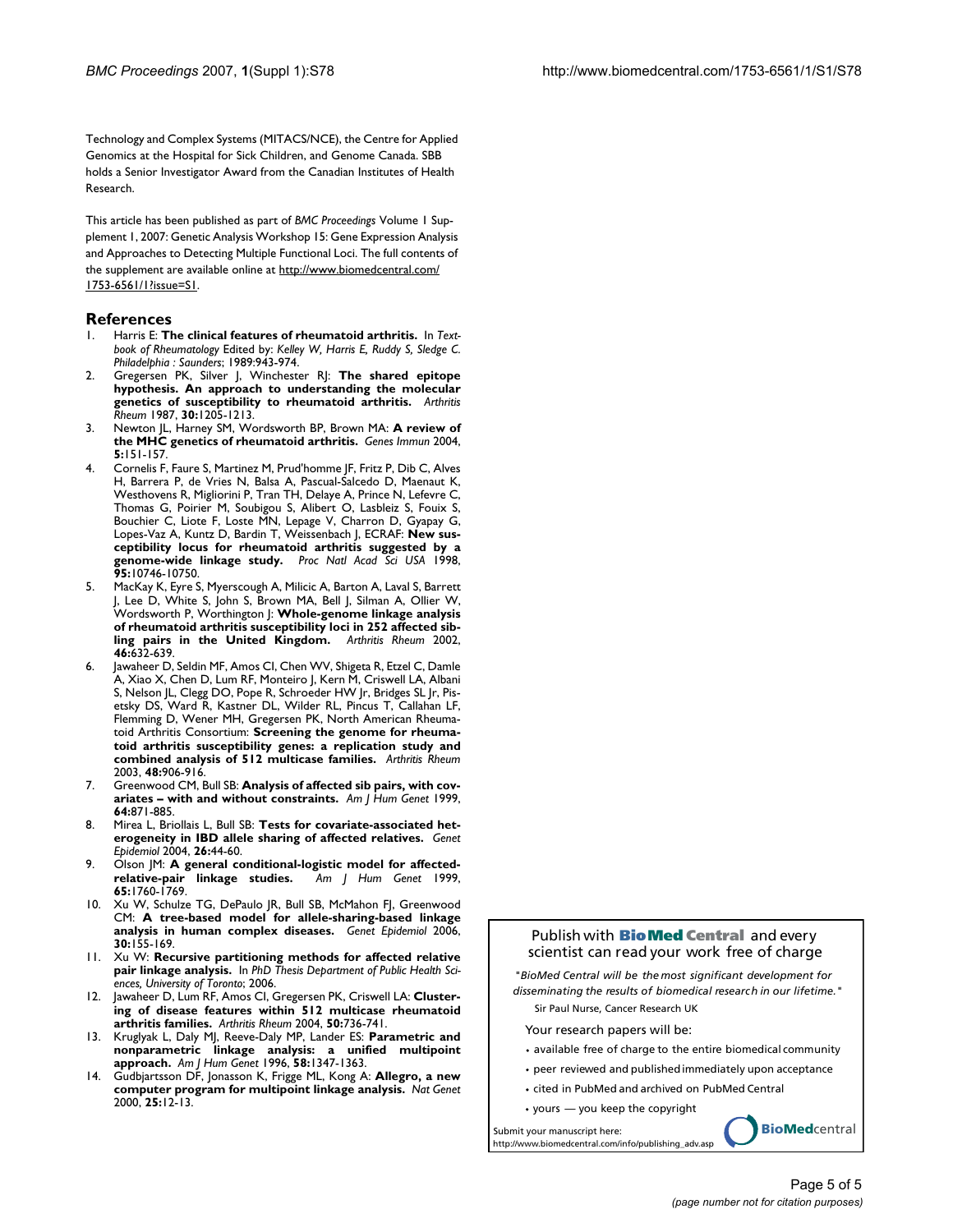Technology and Complex Systems (MITACS/NCE), the Centre for Applied Genomics at the Hospital for Sick Children, and Genome Canada. SBB holds a Senior Investigator Award from the Canadian Institutes of Health Research.

This article has been published as part of *BMC Proceedings* Volume 1 Supplement 1, 2007: Genetic Analysis Workshop 15: Gene Expression Analysis and Approaches to Detecting Multiple Functional Loci. The full contents of the supplement are available online at http://www.biomedcentral.com/1753-6561/1?issue=S1.

## References

1. Harris E: **The clinical features of rheumatoid arthritis.** In *Textbook of Rheumatology* Edited by: *Kelley W, Harris E, Ruddy S, Sledge C. Philadelphia : Saunders*; 1989:943-974.
2. Gregersen PK, Silver J, Winchester RJ: **The shared epitope hypothesis. An approach to understanding the molecular genetics of susceptibility to rheumatoid arthritis.** *Arthritis Rheum* 1987, **30:**1205-1213.
3. Newton JL, Harney SM, Wordsworth BP, Brown MA: **A review of the MHC genetics of rheumatoid arthritis.** *Genes Immun* 2004, **5:**151-157.
4. Cornelis F, Faure S, Martinez M, Prud'homme JF, Fritz P, Dib C, Alves H, Barrera P, de Vries N, Balsa A, Pascual-Salcedo D, Maenaut K, Westhovens R, Migliorini P, Tran TH, Delaye A, Prince N, Lefevre C, Thomas G, Poirier M, Soubigou S, Alibert O, Lasbleiz S, Fouix S, Bouchier C, Liote F, Loste MN, Lepage V, Charron D, Gyapay G, Lopes-Vaz A, Kuntz D, Bardin T, Weissenbach J, ECRAF: **New susceptibility locus for rheumatoid arthritis suggested by a genome-wide linkage study.** *Proc Natl Acad Sci USA* 1998, **95:**10746-10750.
5. MacKay K, Eyre S, Myerscough A, Milicic A, Barton A, Laval S, Barrett J, Lee D, White S, John S, Brown MA, Bell J, Silman A, Ollier W, Wordsworth P, Worthington J: **Whole-genome linkage analysis of rheumatoid arthritis susceptibility loci in 252 affected sibling pairs in the United Kingdom.** *Arthritis Rheum* 2002, **46:**632-639.
6. Jawaheer D, Seldin MF, Amos CI, Chen WV, Shigeta R, Etzel C, Damle A, Xiao X, Chen D, Lum RF, Monteiro J, Kern M, Criswell LA, Albani S, Nelson JL, Clegg DO, Pope R, Schroeder HW Jr, Bridges SL Jr, Pisetsky DS, Ward R, Kastner DL, Wilder RL, Pincus T, Callahan LF, Flemming D, Wener MH, Gregersen PK, North American Rheumatoid Arthritis Consortium: **Screening the genome for rheumatoid arthritis susceptibility genes: a replication study and combined analysis of 512 multicase families.** *Arthritis Rheum* 2003, **48:**906-916.
7. Greenwood CM, Bull SB: **Analysis of affected sib pairs, with covariates – with and without constraints.** *Am J Hum Genet* 1999, **64:**871-885.
8. Mirea L, Briollais L, Bull SB: **Tests for covariate-associated heterogeneity in IBD allele sharing of affected relatives.** *Genet Epidemiol* 2004, **26:**44-60.
9. Olson JM: **A general conditional-logistic model for affected-relative-pair linkage studies.** *Am J Hum Genet* 1999, **65:**1760-1769.
10. Xu W, Schulze TG, DePaulo JR, Bull SB, McMahon FJ, Greenwood CM: **A tree-based model for allele-sharing-based linkage analysis in human complex diseases.** *Genet Epidemiol* 2006, **30:**155-169.
11. Xu W: **Recursive partitioning methods for affected relative pair linkage analysis.** In *PhD Thesis Department of Public Health Sciences, University of Toronto*; 2006.
12. Jawaheer D, Lum RF, Amos CI, Gregersen PK, Criswell LA: **Clustering of disease features within 512 multicase rheumatoid arthritis families.** *Arthritis Rheum* 2004, **50:**736-741.
13. Kruglyak L, Daly MJ, Reeve-Daly MP, Lander ES: **Parametric and nonparametric linkage analysis: a unified multipoint approach.** *Am J Hum Genet* 1996, **58:**1347-1363.
14. Gudbjartsson DF, Jonasson K, Frigge ML, Kong A: **Allegro, a new computer program for multipoint linkage analysis.** *Nat Genet* 2000, **25:**12-13.

Publish with **BioMed Central** and every scientist can read your work free of charge

*"BioMed Central will be the most significant development for disseminating the results of biomedical research in our lifetime."*
Sir Paul Nurse, Cancer Research UK

Your research papers will be:

- available free of charge to the entire biomedical community
- peer reviewed and published immediately upon acceptance
- cited in PubMed and archived on PubMed Central
- yours — you keep the copyright

Submit your manuscript here:
http://www.biomedcentral.com/info/publishing_adv.asp

BioMedcentral